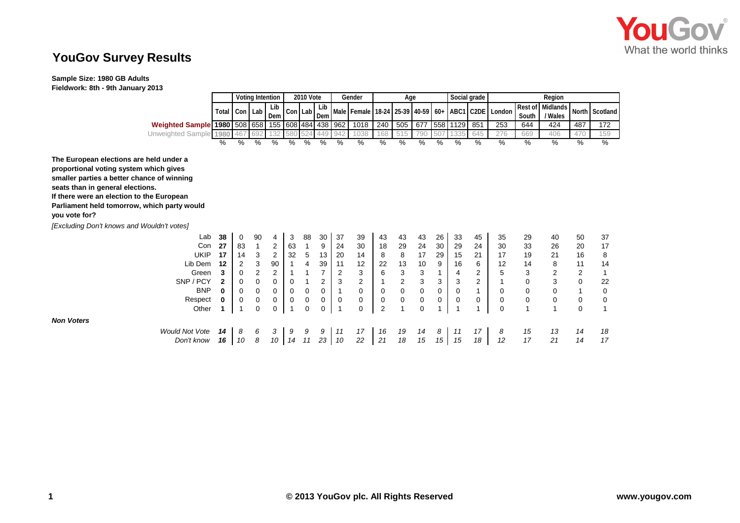# YouGov Survey Results

**Sample Size: 1980 GB Adults**
**Fieldwork: 8th - 9th January 2013**

| | | Voting Intention | | | 2010 Vote | | | Gender | | Age | | | | Social grade | | Region | | | | |
|---|---|---|---|---|---|---|---|---|---|---|---|---|---|---|---|---|---|---|---|---|
| | Total | Con | Lab | Lib Dem | Con | Lab | Lib Dem | Male | Female | 18-24 | 25-39 | 40-59 | 60+ | ABC1 | C2DE | London | Rest of South | Midlands / Wales | North | Scotland |
| Weighted Sample | 1980 | 508 | 658 | 155 | 608 | 484 | 438 | 962 | 1018 | 240 | 505 | 677 | 558 | 1129 | 851 | 253 | 644 | 424 | 487 | 172 |
| Unweighted Sample | 1980 | 467 | 692 | 132 | 580 | 524 | 449 | 942 | 1038 | 168 | 515 | 790 | 507 | 1335 | 645 | 276 | 669 | 406 | 470 | 159 |
| | % | % | % | % | % | % | % | % | % | % | % | % | % | % | % | % | % | % | % | % |
| **The European elections are held under a proportional voting system which gives smaller parties a better chance of winning seats than in general elections. If there were an election to the European Parliament held tomorrow, which party would you vote for?** *[Excluding Don't knows and Wouldn't votes]* | | | | | | | | | | | | | | | | | | | | |
| Lab | **38** | 0 | 90 | 4 | 3 | 88 | 30 | 37 | 39 | 43 | 43 | 43 | 26 | 33 | 45 | 35 | 29 | 40 | 50 | 37 |
| Con | **27** | 83 | 1 | 2 | 63 | 1 | 9 | 24 | 30 | 18 | 29 | 24 | 30 | 29 | 24 | 30 | 33 | 26 | 20 | 17 |
| UKIP | **17** | 14 | 3 | 2 | 32 | 5 | 13 | 20 | 14 | 8 | 8 | 17 | 29 | 15 | 21 | 17 | 19 | 21 | 16 | 8 |
| Lib Dem | **12** | 2 | 3 | 90 | 1 | 4 | 39 | 11 | 12 | 22 | 13 | 10 | 9 | 16 | 6 | 12 | 14 | 8 | 11 | 14 |
| Green | **3** | 0 | 2 | 2 | 1 | 1 | 7 | 2 | 3 | 6 | 3 | 3 | 1 | 4 | 2 | 5 | 3 | 2 | 2 | 1 |
| SNP / PCY | **2** | 0 | 0 | 0 | 0 | 1 | 2 | 3 | 2 | 1 | 2 | 3 | 3 | 3 | 2 | 1 | 0 | 3 | 0 | 22 |
| BNP | **0** | 0 | 0 | 0 | 0 | 0 | 0 | 1 | 0 | 0 | 0 | 0 | 0 | 0 | 1 | 0 | 0 | 0 | 1 | 0 |
| Respect | **0** | 0 | 0 | 0 | 0 | 0 | 0 | 0 | 0 | 0 | 0 | 0 | 0 | 0 | 0 | 0 | 0 | 0 | 0 | 0 |
| Other | **1** | 1 | 0 | 0 | 1 | 0 | 0 | 1 | 0 | 2 | 1 | 0 | 1 | 1 | 1 | 0 | 1 | 1 | 0 | 1 |
| ***Non Voters*** | | | | | | | | | | | | | | | | | | | | |
| *Would Not Vote* | ***14*** | *8* | *6* | *3* | *9* | *9* | *9* | *11* | *17* | *16* | *19* | *14* | *8* | *11* | *17* | *8* | *15* | *13* | *14* | *18* |
| *Don't know* | ***16*** | *10* | *8* | *10* | *14* | *11* | *23* | *10* | *22* | *21* | *18* | *15* | *15* | *15* | *18* | *12* | *17* | *21* | *14* | *17* |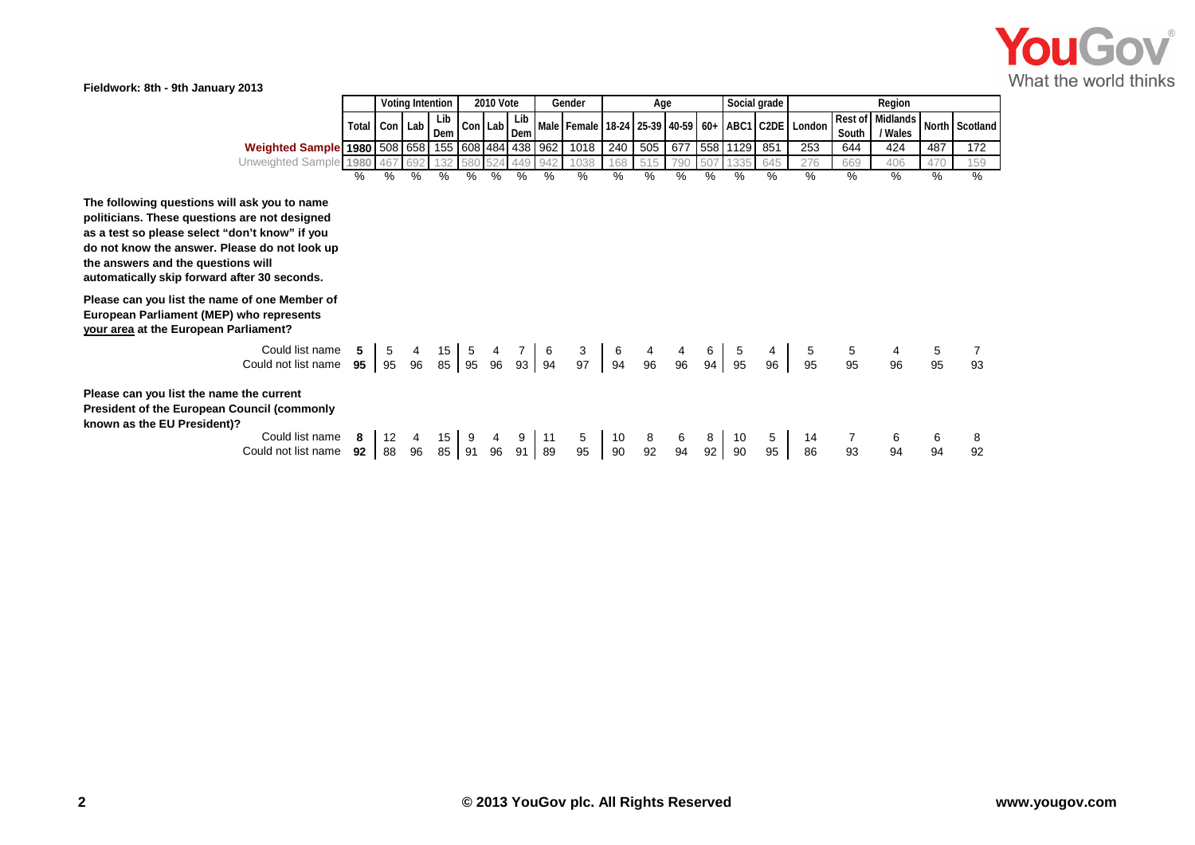Fieldwork: 8th - 9th January 2013

| | Total | Voting Intention | | | 2010 Vote | | | Gender | | Age | | | | Social grade | | Region | | | | |
|---|---|---|---|---|---|---|---|---|---|---|---|---|---|---|---|---|---|---|---|---|
| | | Con | Lab | Lib Dem | Con | Lab | Lib Dem | Male | Female | 18-24 | 25-39 | 40-59 | 60+ | ABC1 | C2DE | London | Rest of South | Midlands / Wales | North | Scotland |
| **Weighted Sample** | **1980** | 508 | 658 | 155 | 608 | 484 | 438 | 962 | 1018 | 240 | 505 | 677 | 558 | 1129 | 851 | 253 | 644 | 424 | 487 | 172 |
| Unweighted Sample | 1980 | 467 | 692 | 132 | 580 | 524 | 449 | 942 | 1038 | 168 | 515 | 790 | 507 | 1335 | 645 | 276 | 669 | 406 | 470 | 159 |
| | % | % | % | % | % | % | % | % | % | % | % | % | % | % | % | % | % | % | % | % |
| **The following questions will ask you to name politicians. These questions are not designed as a test so please select "don't know" if you do not know the answer. Please do not look up the answers and the questions will automatically skip forward after 30 seconds.** | | | | | | | | | | | | | | | | | | | | |
| **Please can you list the name of one Member of European Parliament (MEP) who represents your area at the European Parliament?** | | | | | | | | | | | | | | | | | | | | |
| Could list name | **5** | 5 | 4 | 15 | 5 | 4 | 7 | 6 | 3 | 6 | 4 | 4 | 6 | 5 | 4 | 5 | 5 | 4 | 5 | 7 |
| Could not list name | **95** | 95 | 96 | 85 | 95 | 96 | 93 | 94 | 97 | 94 | 96 | 96 | 94 | 95 | 96 | 95 | 95 | 96 | 95 | 93 |
| **Please can you list the name the current President of the European Council (commonly known as the EU President)?** | | | | | | | | | | | | | | | | | | | | |
| Could list name | **8** | 12 | 4 | 15 | 9 | 4 | 9 | 11 | 5 | 10 | 8 | 6 | 8 | 10 | 5 | 14 | 7 | 6 | 6 | 8 |
| Could not list name | **92** | 88 | 96 | 85 | 91 | 96 | 91 | 89 | 95 | 90 | 92 | 94 | 92 | 90 | 95 | 86 | 93 | 94 | 94 | 92 |